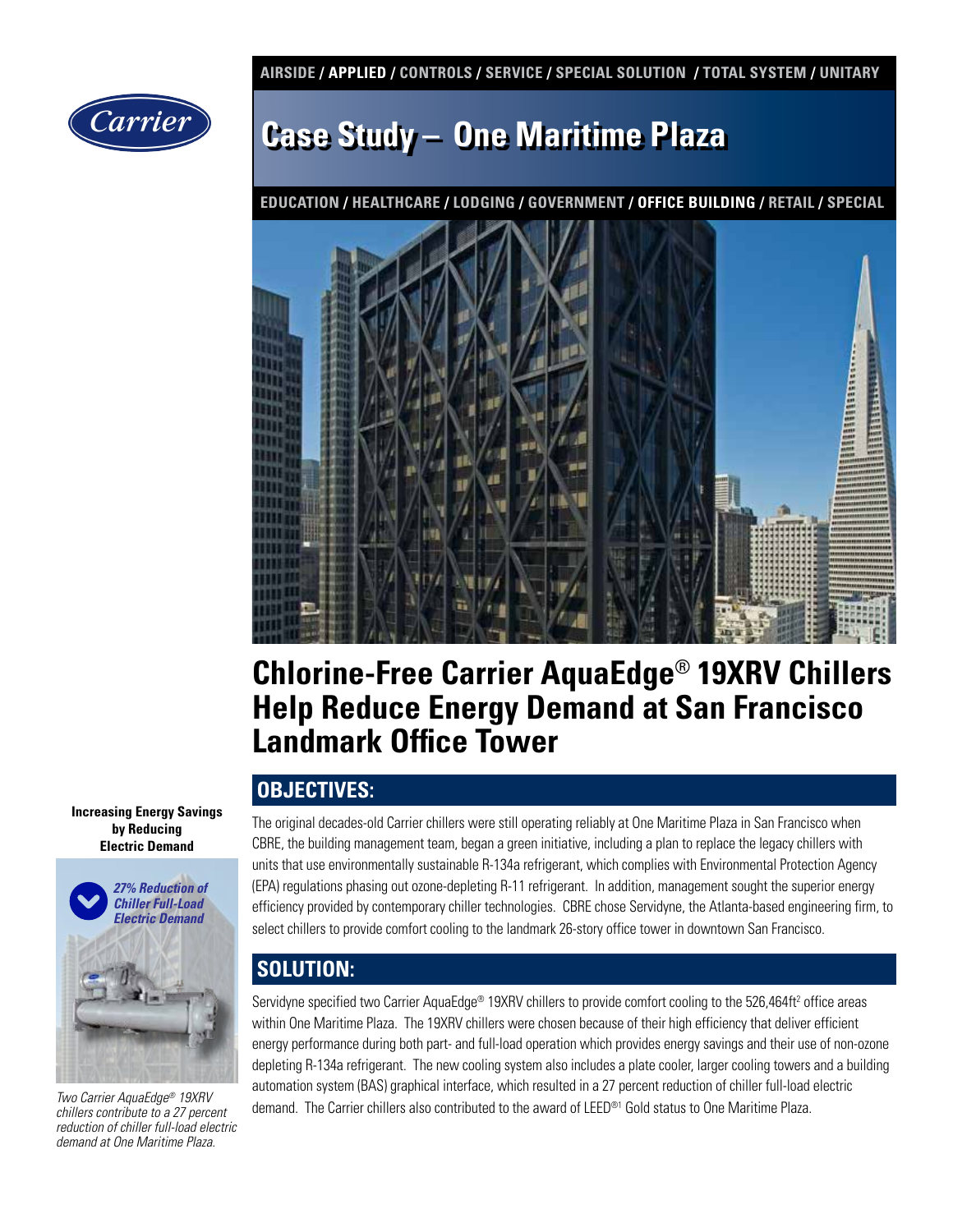AIRSIDE / **APPLIED** / CONTROLS / SERVICE / SPECIAL SOLUTION / TOTAL SYSTEM / UNITARY

# Case Study – One Maritime Plaza

EDUCATION / HEALTHCARE / LODGING / GOVERNMENT / **OFFICE BUILDING** / RETAIL / SPECIAL

# Chlorine-Free Carrier AquaEdge® 19XRV Chillers Help Reduce Energy Demand at San Francisco Landmark Office Tower

**Increasing Energy Savings by Reducing Electric Demand**

***27% Reduction of Chiller Full-Load Electric Demand***

*Two Carrier AquaEdge® 19XRV chillers contribute to a 27 percent reduction of chiller full-load electric demand at One Maritime Plaza.*

## OBJECTIVES:

The original decades-old Carrier chillers were still operating reliably at One Maritime Plaza in San Francisco when CBRE, the building management team, began a green initiative, including a plan to replace the legacy chillers with units that use environmentally sustainable R-134a refrigerant, which complies with Environmental Protection Agency (EPA) regulations phasing out ozone-depleting R-11 refrigerant. In addition, management sought the superior energy efficiency provided by contemporary chiller technologies. CBRE chose Servidyne, the Atlanta-based engineering firm, to select chillers to provide comfort cooling to the landmark 26-story office tower in downtown San Francisco.

## SOLUTION:

Servidyne specified two Carrier AquaEdge® 19XRV chillers to provide comfort cooling to the 526,464ft² office areas within One Maritime Plaza. The 19XRV chillers were chosen because of their high efficiency that deliver efficient energy performance during both part- and full-load operation which provides energy savings and their use of non-ozone depleting R-134a refrigerant. The new cooling system also includes a plate cooler, larger cooling towers and a building automation system (BAS) graphical interface, which resulted in a 27 percent reduction of chiller full-load electric demand. The Carrier chillers also contributed to the award of LEED®[1] Gold status to One Maritime Plaza.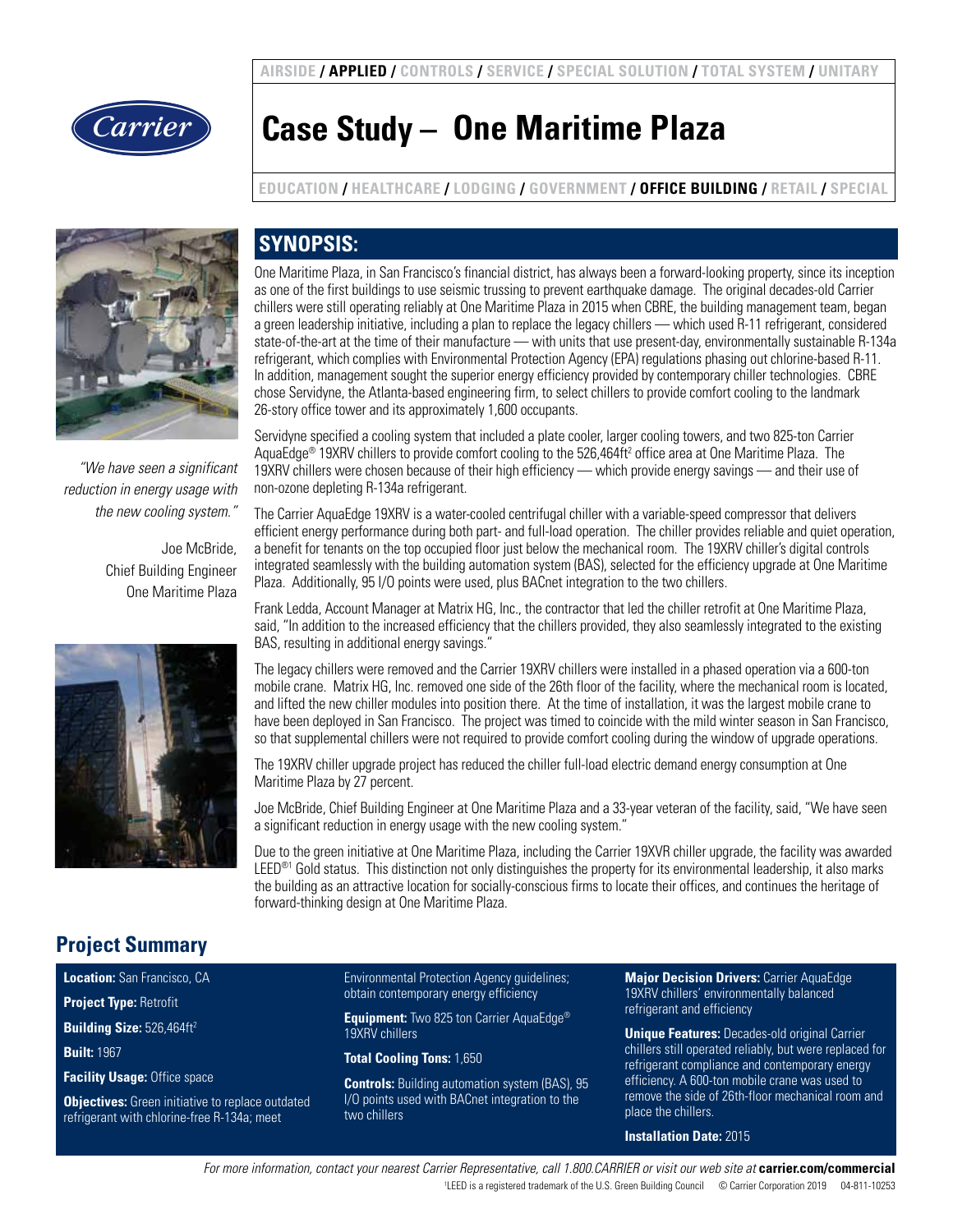**AIRSIDE / APPLIED / CONTROLS / SERVICE / SPECIAL SOLUTION / TOTAL SYSTEM / UNITARY**

# Case Study – One Maritime Plaza

**EDUCATION / HEALTHCARE / LODGING / GOVERNMENT / OFFICE BUILDING / RETAIL / SPECIAL**

## SYNOPSIS:

One Maritime Plaza, in San Francisco's financial district, has always been a forward-looking property, since its inception as one of the first buildings to use seismic trussing to prevent earthquake damage. The original decades-old Carrier chillers were still operating reliably at One Maritime Plaza in 2015 when CBRE, the building management team, began a green leadership initiative, including a plan to replace the legacy chillers — which used R-11 refrigerant, considered state-of-the-art at the time of their manufacture — with units that use present-day, environmentally sustainable R-134a refrigerant, which complies with Environmental Protection Agency (EPA) regulations phasing out chlorine-based R-11. In addition, management sought the superior energy efficiency provided by contemporary chiller technologies. CBRE chose Servidyne, the Atlanta-based engineering firm, to select chillers to provide comfort cooling to the landmark 26-story office tower and its approximately 1,600 occupants.

Servidyne specified a cooling system that included a plate cooler, larger cooling towers, and two 825-ton Carrier AquaEdge® 19XRV chillers to provide comfort cooling to the 526,464ft² office area at One Maritime Plaza. The 19XRV chillers were chosen because of their high efficiency — which provide energy savings — and their use of non-ozone depleting R-134a refrigerant.

*"We have seen a significant reduction in energy usage with the new cooling system."*

Joe McBride,
Chief Building Engineer
One Maritime Plaza

The Carrier AquaEdge 19XRV is a water-cooled centrifugal chiller with a variable-speed compressor that delivers efficient energy performance during both part- and full-load operation. The chiller provides reliable and quiet operation, a benefit for tenants on the top occupied floor just below the mechanical room. The 19XRV chiller's digital controls integrated seamlessly with the building automation system (BAS), selected for the efficiency upgrade at One Maritime Plaza. Additionally, 95 I/O points were used, plus BACnet integration to the two chillers.

Frank Ledda, Account Manager at Matrix HG, Inc., the contractor that led the chiller retrofit at One Maritime Plaza, said, "In addition to the increased efficiency that the chillers provided, they also seamlessly integrated to the existing BAS, resulting in additional energy savings."

The legacy chillers were removed and the Carrier 19XRV chillers were installed in a phased operation via a 600-ton mobile crane. Matrix HG, Inc. removed one side of the 26th floor of the facility, where the mechanical room is located, and lifted the new chiller modules into position there. At the time of installation, it was the largest mobile crane to have been deployed in San Francisco. The project was timed to coincide with the mild winter season in San Francisco, so that supplemental chillers were not required to provide comfort cooling during the window of upgrade operations.

The 19XRV chiller upgrade project has reduced the chiller full-load electric demand energy consumption at One Maritime Plaza by 27 percent.

Joe McBride, Chief Building Engineer at One Maritime Plaza and a 33-year veteran of the facility, said, "We have seen a significant reduction in energy usage with the new cooling system."

Due to the green initiative at One Maritime Plaza, including the Carrier 19XVR chiller upgrade, the facility was awarded LEED®[1] Gold status. This distinction not only distinguishes the property for its environmental leadership, it also marks the building as an attractive location for socially-conscious firms to locate their offices, and continues the heritage of forward-thinking design at One Maritime Plaza.

## Project Summary

**Location:** San Francisco, CA

**Project Type:** Retrofit

**Building Size:** 526,464ft²

**Built:** 1967

**Facility Usage:** Office space

**Objectives:** Green initiative to replace outdated refrigerant with chlorine-free R-134a; meet Environmental Protection Agency guidelines; obtain contemporary energy efficiency

**Equipment:** Two 825 ton Carrier AquaEdge® 19XRV chillers

**Total Cooling Tons:** 1,650

**Controls:** Building automation system (BAS), 95 I/O points used with BACnet integration to the two chillers

**Major Decision Drivers:** Carrier AquaEdge 19XRV chillers' environmentally balanced refrigerant and efficiency

**Unique Features:** Decades-old original Carrier chillers still operated reliably, but were replaced for refrigerant compliance and contemporary energy efficiency. A 600-ton mobile crane was used to remove the side of 26th-floor mechanical room and place the chillers.

**Installation Date:** 2015

*For more information, contact your nearest Carrier Representative, call 1.800.CARRIER or visit our web site at* **carrier.com/commercial**

[1]LEED is a registered trademark of the U.S. Green Building Council © Carrier Corporation 2019 04-811-10253